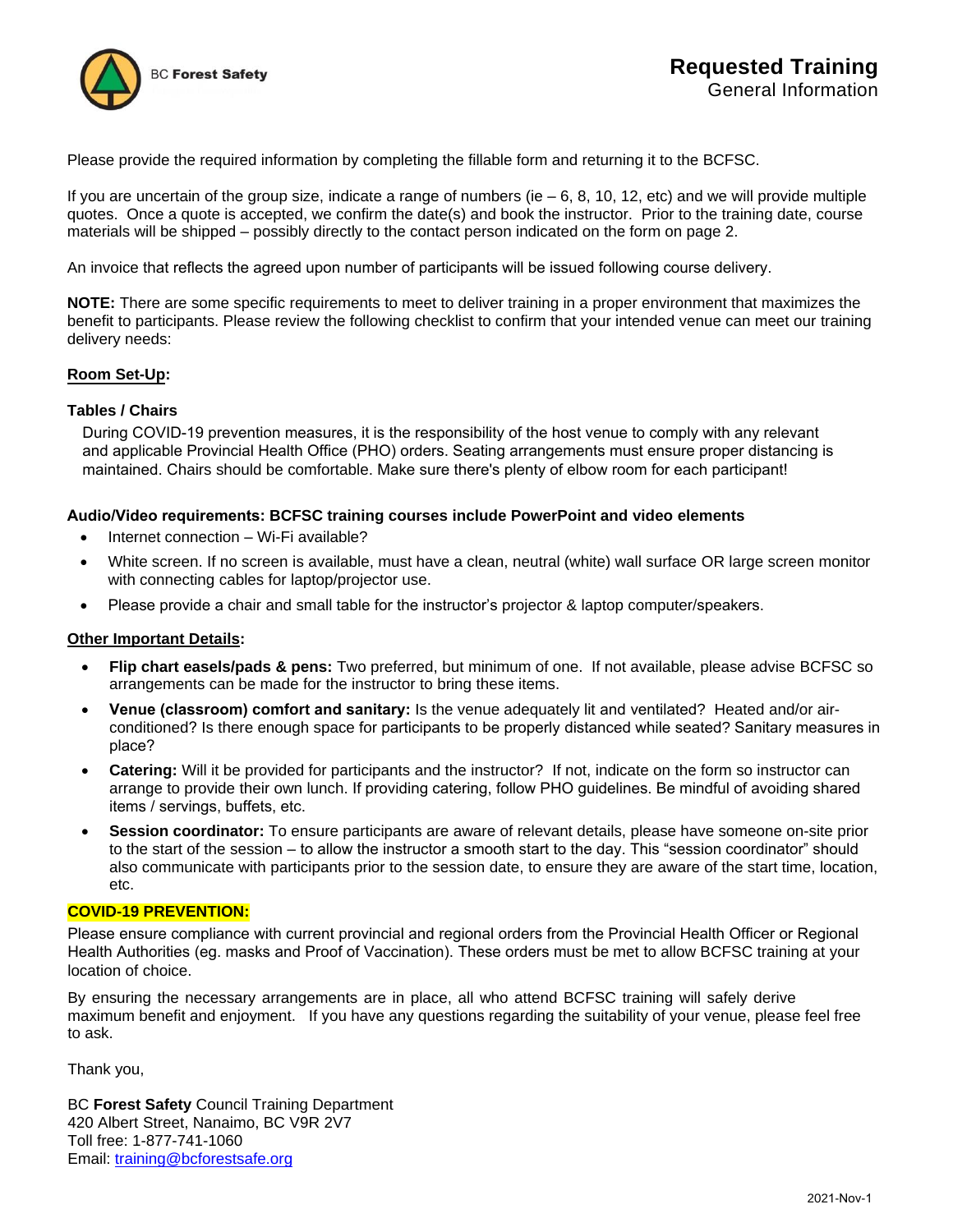BC Forest Safety

# Requested Training

General Information

Please provide the required information by completing the fillable form and returning it to the BCFSC.

If you are uncertain of the group size, indicate a range of numbers (ie – 6, 8, 10, 12, etc) and we will provide multiple quotes. Once a quote is accepted, we confirm the date(s) and book the instructor. Prior to the training date, course materials will be shipped – possibly directly to the contact person indicated on the form on page 2.

An invoice that reflects the agreed upon number of participants will be issued following course delivery.

**NOTE:** There are some specific requirements to meet to deliver training in a proper environment that maximizes the benefit to participants. Please review the following checklist to confirm that your intended venue can meet our training delivery needs:

## Room Set-Up:

### Tables / Chairs

During COVID-19 prevention measures, it is the responsibility of the host venue to comply with any relevant and applicable Provincial Health Office (PHO) orders. Seating arrangements must ensure proper distancing is maintained. Chairs should be comfortable. Make sure there's plenty of elbow room for each participant!

### Audio/Video requirements: BCFSC training courses include PowerPoint and video elements

- Internet connection – Wi-Fi available?
- White screen. If no screen is available, must have a clean, neutral (white) wall surface OR large screen monitor with connecting cables for laptop/projector use.
- Please provide a chair and small table for the instructor's projector & laptop computer/speakers.

## Other Important Details:

- **Flip chart easels/pads & pens:** Two preferred, but minimum of one. If not available, please advise BCFSC so arrangements can be made for the instructor to bring these items.
- **Venue (classroom) comfort and sanitary:** Is the venue adequately lit and ventilated? Heated and/or air-conditioned? Is there enough space for participants to be properly distanced while seated? Sanitary measures in place?
- **Catering:** Will it be provided for participants and the instructor? If not, indicate on the form so instructor can arrange to provide their own lunch. If providing catering, follow PHO guidelines. Be mindful of avoiding shared items / servings, buffets, etc.
- **Session coordinator:** To ensure participants are aware of relevant details, please have someone on-site prior to the start of the session – to allow the instructor a smooth start to the day. This "session coordinator" should also communicate with participants prior to the session date, to ensure they are aware of the start time, location, etc.

**COVID-19 PREVENTION:**

Please ensure compliance with current provincial and regional orders from the Provincial Health Officer or Regional Health Authorities (eg. masks and Proof of Vaccination). These orders must be met to allow BCFSC training at your location of choice.

By ensuring the necessary arrangements are in place, all who attend BCFSC training will safely derive maximum benefit and enjoyment. If you have any questions regarding the suitability of your venue, please feel free to ask.

Thank you,

BC **Forest Safety** Council Training Department
420 Albert Street, Nanaimo, BC V9R 2V7
Toll free: 1-877-741-1060
Email: training@bcforestsafe.org

2021-Nov-1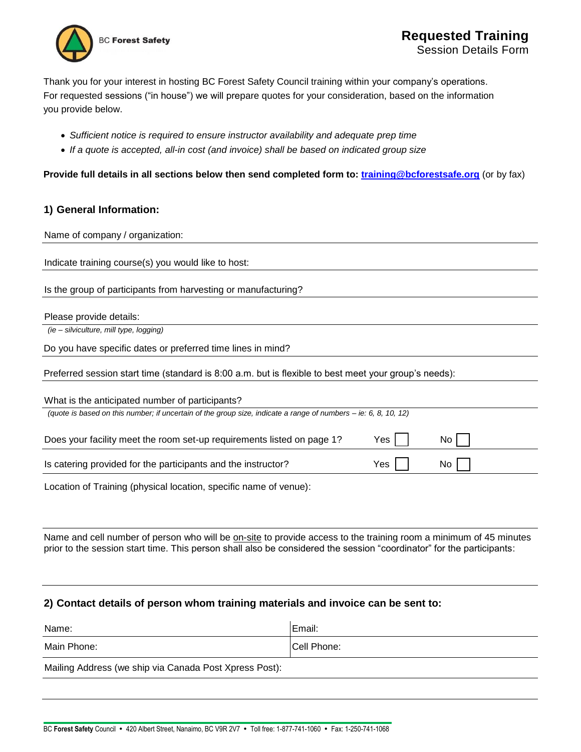BC Forest Safety

# Requested Training

Session Details Form

Thank you for your interest in hosting BC Forest Safety Council training within your company's operations. For requested sessions ("in house") we will prepare quotes for your consideration, based on the information you provide below.

- *Sufficient notice is required to ensure instructor availability and adequate prep time*
- *If a quote is accepted, all-in cost (and invoice) shall be based on indicated group size*

**Provide full details in all sections below then send completed form to: training@bcforestsafe.org** (or by fax)

## 1) General Information:

Name of company / organization:

Indicate training course(s) you would like to host:

Is the group of participants from harvesting or manufacturing?

Please provide details:
*(ie – silviculture, mill type, logging)*

Do you have specific dates or preferred time lines in mind?

Preferred session start time (standard is 8:00 a.m. but is flexible to best meet your group's needs):

What is the anticipated number of participants?
*(quote is based on this number; if uncertain of the group size, indicate a range of numbers – ie: 6, 8, 10, 12)*

Does your facility meet the room set-up requirements listed on page 1? Yes ☐ No ☐

Is catering provided for the participants and the instructor? Yes ☐ No ☐

Location of Training (physical location, specific name of venue):

Name and cell number of person who will be on-site to provide access to the training room a minimum of 45 minutes prior to the session start time. This person shall also be considered the session "coordinator" for the participants:

## 2) Contact details of person whom training materials and invoice can be sent to:

| | |
|---|---|
| Name: | Email: |
| Main Phone: | Cell Phone: |

Mailing Address (we ship via Canada Post Xpress Post):

BC **Forest Safety** Council • 420 Albert Street, Nanaimo, BC V9R 2V7 • Toll free: 1-877-741-1060 • Fax: 1-250-741-1068